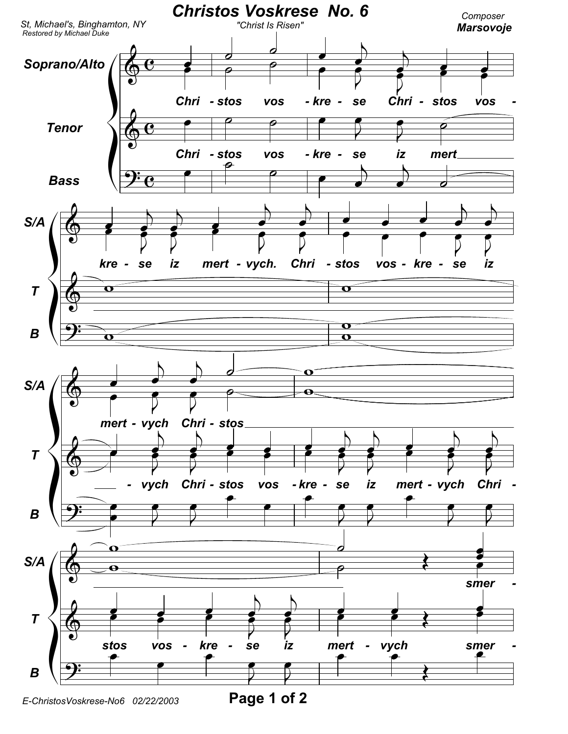# Christos Voskrese No. 6

"Christ Is Risen"

St, Michael's, Binghamton, NY
Restored by Michael Duke

Composer
**Marsovoje**

Soprano/Alto: Chri - stos vos - kre - se Chri - stos vos - kre - se iz mert - vych. Chri - stos vos - kre - se iz mert - vych Chri - stos ___ smer -

Tenor: Chri - stos vos - kre - se iz mert ___ - vych Chri - stos vos - kre - se iz mert - vych Chri - stos vos - kre - se iz mert - vych smer -

Bass

E-ChristosVoskrese-No6 02/22/2003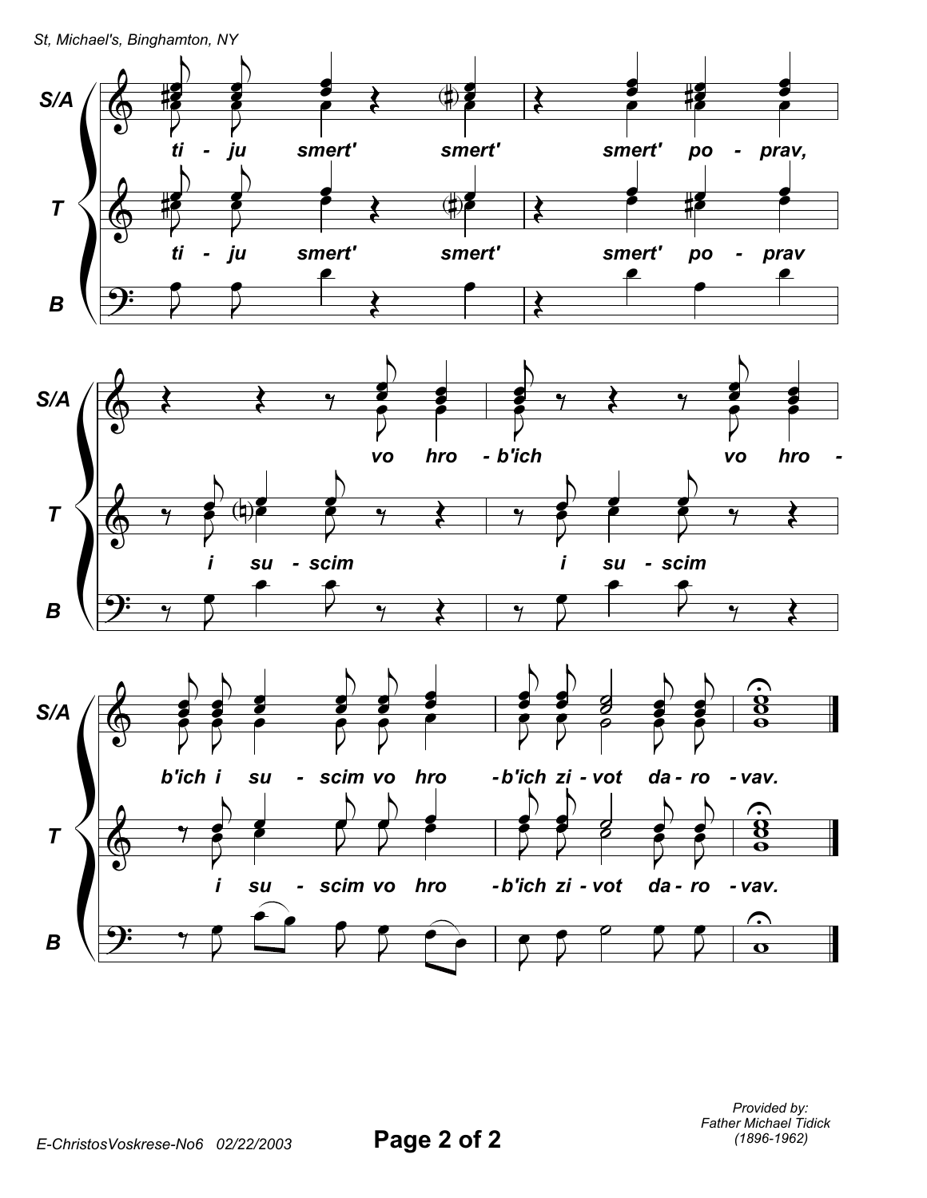S/A: ti - ju smert' smert' smert' po - prav,

T: ti - ju smert' smert' smert' po - prav

B

S/A: vo hro - b'ich vo hro -

T: i su - scim i su - scim

B

S/A: b'ich i su - scim vo hro - b'ich zi - vot da - ro - vav.

T: i su - scim vo hro - b'ich zi - vot da - ro - vav.

B